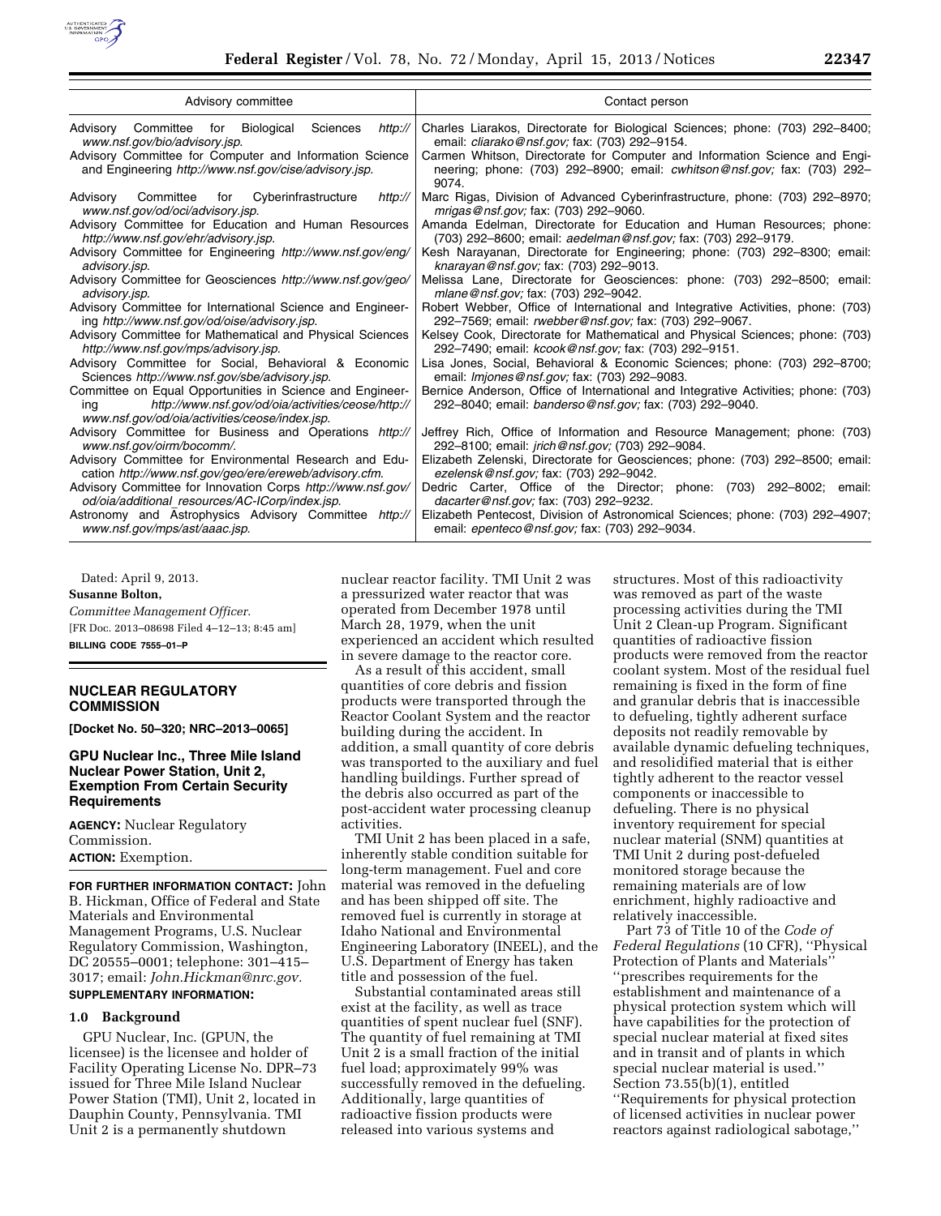| Advisory committee | Contact person |
|---|---|
| Advisory Committee for Biological Sciences http://www.nsf.gov/bio/advisory.jsp. | Charles Liarakos, Directorate for Biological Sciences; phone: (703) 292–8400; email: *cliarako@nsf.gov;* fax: (703) 292–9154. |
| Advisory Committee for Computer and Information Science and Engineering http://www.nsf.gov/cise/advisory.jsp. | Carmen Whitson, Directorate for Computer and Information Science and Engineering; phone: (703) 292–8900; email: *cwhitson@nsf.gov;* fax: (703) 292–9074. |
| Advisory Committee for Cyberinfrastructure http://www.nsf.gov/od/oci/advisory.jsp. | Marc Rigas, Division of Advanced Cyberinfrastructure, phone: (703) 292–8970; *mrigas@nsf.gov;* fax: (703) 292–9060. |
| Advisory Committee for Education and Human Resources http://www.nsf.gov/ehr/advisory.jsp. | Amanda Edelman, Directorate for Education and Human Resources; phone: (703) 292–8600; email: *aedelman@nsf.gov;* fax: (703) 292–9179. |
| Advisory Committee for Engineering http://www.nsf.gov/eng/advisory.jsp. | Kesh Narayanan, Directorate for Engineering; phone: (703) 292–8300; email: *knarayan@nsf.gov;* fax: (703) 292–9013. |
| Advisory Committee for Geosciences http://www.nsf.gov/geo/advisory.jsp. | Melissa Lane, Directorate for Geosciences: phone: (703) 292–8500; email: *mlane@nsf.gov;* fax: (703) 292–9042. |
| Advisory Committee for International Science and Engineering http://www.nsf.gov/od/oise/advisory.jsp. | Robert Webber, Office of International and Integrative Activities, phone: (703) 292–7569; email: *rwebber@nsf.gov;* fax: (703) 292–9067. |
| Advisory Committee for Mathematical and Physical Sciences http://www.nsf.gov/mps/advisory.jsp. | Kelsey Cook, Directorate for Mathematical and Physical Sciences; phone: (703) 292–7490; email: *kcook@nsf.gov;* fax: (703) 292–9151. |
| Advisory Committee for Social, Behavioral & Economic Sciences http://www.nsf.gov/sbe/advisory.jsp. | Lisa Jones, Social, Behavioral & Economic Sciences; phone: (703) 292–8700; email: *lmjones@nsf.gov;* fax: (703) 292–9083. |
| Committee on Equal Opportunities in Science and Engineering http://www.nsf.gov/od/oia/activities/ceose/http://www.nsf.gov/od/oia/activities/ceose/index.jsp. | Bernice Anderson, Office of International and Integrative Activities; phone: (703) 292–8040; email: *banderso@nsf.gov;* fax: (703) 292–9040. |
| Advisory Committee for Business and Operations http://www.nsf.gov/oirm/bocomm/. | Jeffrey Rich, Office of Information and Resource Management; phone: (703) 292–8100; email: *jrich@nsf.gov;* (703) 292–9084. |
| Advisory Committee for Environmental Research and Education http://www.nsf.gov/geo/ere/ereweb/advisory.cfm. | Elizabeth Zelenski, Directorate for Geosciences; phone: (703) 292–8500; email: *ezelensk@nsf.gov;* fax: (703) 292–9042. |
| Advisory Committee for Innovation Corps http://www.nsf.gov/od/oia/additional_resources/AC-ICorp/index.jsp. | Dedric Carter, Office of the Director; phone: (703) 292–8002; email: *dacarter@nsf.gov;* fax: (703) 292–9232. |
| Astronomy and Astrophysics Advisory Committee http://www.nsf.gov/mps/ast/aaac.jsp. | Elizabeth Pentecost, Division of Astronomical Sciences; phone: (703) 292–4907; email: *epenteco@nsf.gov;* fax: (703) 292–9034. |

Dated: April 9, 2013.

**Susanne Bolton,**

*Committee Management Officer.*

[FR Doc. 2013–08698 Filed 4–12–13; 8:45 am]

**BILLING CODE 7555–01–P**

## NUCLEAR REGULATORY COMMISSION

**[Docket No. 50–320; NRC–2013–0065]**

## GPU Nuclear Inc., Three Mile Island Nuclear Power Station, Unit 2, Exemption From Certain Security Requirements

**AGENCY:** Nuclear Regulatory Commission.

**ACTION:** Exemption.

**FOR FURTHER INFORMATION CONTACT:** John B. Hickman, Office of Federal and State Materials and Environmental Management Programs, U.S. Nuclear Regulatory Commission, Washington, DC 20555–0001; telephone: 301–415–3017; email: *John.Hickman@nrc.gov.*

**SUPPLEMENTARY INFORMATION:**

### 1.0 Background

GPU Nuclear, Inc. (GPUN, the licensee) is the licensee and holder of Facility Operating License No. DPR–73 issued for Three Mile Island Nuclear Power Station (TMI), Unit 2, located in Dauphin County, Pennsylvania. TMI Unit 2 is a permanently shutdown nuclear reactor facility. TMI Unit 2 was a pressurized water reactor that was operated from December 1978 until March 28, 1979, when the unit experienced an accident which resulted in severe damage to the reactor core.

As a result of this accident, small quantities of core debris and fission products were transported through the Reactor Coolant System and the reactor building during the accident. In addition, a small quantity of core debris was transported to the auxiliary and fuel handling buildings. Further spread of the debris also occurred as part of the post-accident water processing cleanup activities.

TMI Unit 2 has been placed in a safe, inherently stable condition suitable for long-term management. Fuel and core material was removed in the defueling and has been shipped off site. The removed fuel is currently in storage at Idaho National and Environmental Engineering Laboratory (INEEL), and the U.S. Department of Energy has taken title and possession of the fuel.

Substantial contaminated areas still exist at the facility, as well as trace quantities of spent nuclear fuel (SNF). The quantity of fuel remaining at TMI Unit 2 is a small fraction of the initial fuel load; approximately 99% was successfully removed in the defueling. Additionally, large quantities of radioactive fission products were released into various systems and structures. Most of this radioactivity was removed as part of the waste processing activities during the TMI Unit 2 Clean-up Program. Significant quantities of radioactive fission products were removed from the reactor coolant system. Most of the residual fuel remaining is fixed in the form of fine and granular debris that is inaccessible to defueling, tightly adherent surface deposits not readily removable by available dynamic defueling techniques, and resolidified material that is either tightly adherent to the reactor vessel components or inaccessible to defueling. There is no physical inventory requirement for special nuclear material (SNM) quantities at TMI Unit 2 during post-defueled monitored storage because the remaining materials are of low enrichment, highly radioactive and relatively inaccessible.

Part 73 of Title 10 of the *Code of Federal Regulations* (10 CFR), ''Physical Protection of Plants and Materials'' ''prescribes requirements for the establishment and maintenance of a physical protection system which will have capabilities for the protection of special nuclear material at fixed sites and in transit and of plants in which special nuclear material is used.'' Section 73.55(b)(1), entitled ''Requirements for physical protection of licensed activities in nuclear power reactors against radiological sabotage,''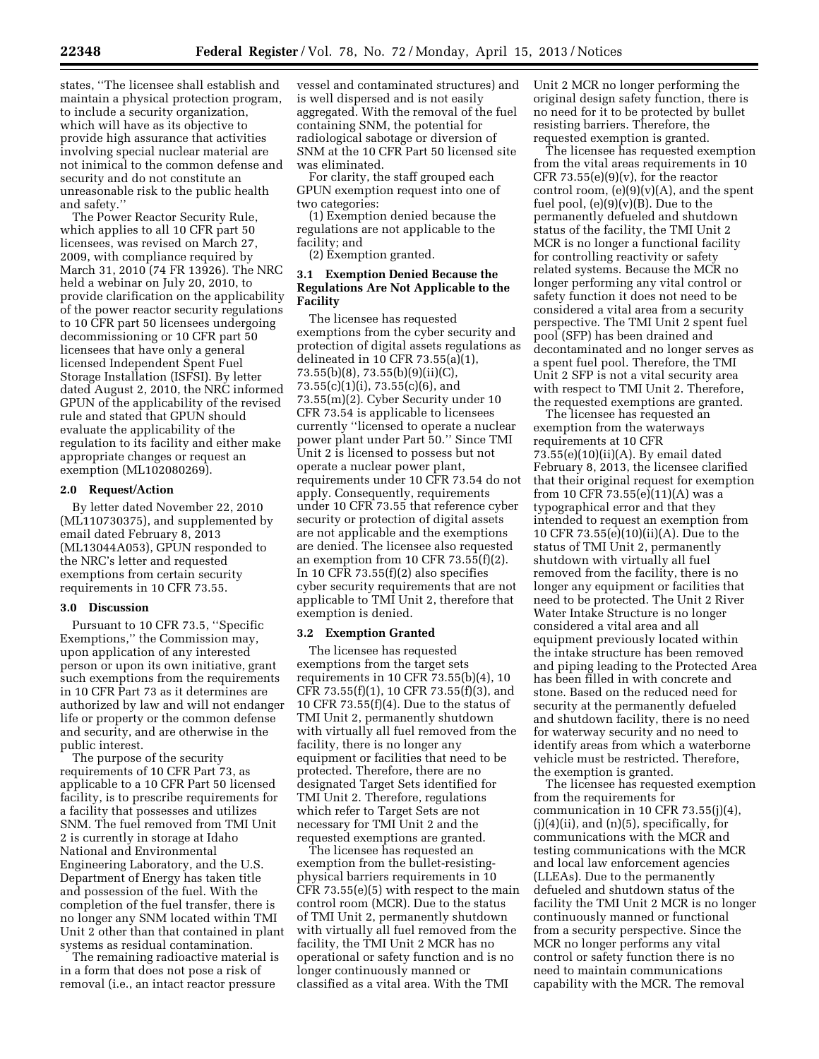states, "The licensee shall establish and maintain a physical protection program, to include a security organization, which will have as its objective to provide high assurance that activities involving special nuclear material are not inimical to the common defense and security and do not constitute an unreasonable risk to the public health and safety."

The Power Reactor Security Rule, which applies to all 10 CFR part 50 licensees, was revised on March 27, 2009, with compliance required by March 31, 2010 (74 FR 13926). The NRC held a webinar on July 20, 2010, to provide clarification on the applicability of the power reactor security regulations to 10 CFR part 50 licensees undergoing decommissioning or 10 CFR part 50 licensees that have only a general licensed Independent Spent Fuel Storage Installation (ISFSI). By letter dated August 2, 2010, the NRC informed GPUN of the applicability of the revised rule and stated that GPUN should evaluate the applicability of the regulation to its facility and either make appropriate changes or request an exemption (ML102080269).

## 2.0 Request/Action

By letter dated November 22, 2010 (ML110730375), and supplemented by email dated February 8, 2013 (ML13044A053), GPUN responded to the NRC's letter and requested exemptions from certain security requirements in 10 CFR 73.55.

## 3.0 Discussion

Pursuant to 10 CFR 73.5, "Specific Exemptions," the Commission may, upon application of any interested person or upon its own initiative, grant such exemptions from the requirements in 10 CFR Part 73 as it determines are authorized by law and will not endanger life or property or the common defense and security, and are otherwise in the public interest.

The purpose of the security requirements of 10 CFR Part 73, as applicable to a 10 CFR Part 50 licensed facility, is to prescribe requirements for a facility that possesses and utilizes SNM. The fuel removed from TMI Unit 2 is currently in storage at Idaho National and Environmental Engineering Laboratory, and the U.S. Department of Energy has taken title and possession of the fuel. With the completion of the fuel transfer, there is no longer any SNM located within TMI Unit 2 other than that contained in plant systems as residual contamination.

The remaining radioactive material is in a form that does not pose a risk of removal (i.e., an intact reactor pressure vessel and contaminated structures) and is well dispersed and is not easily aggregated. With the removal of the fuel containing SNM, the potential for radiological sabotage or diversion of SNM at the 10 CFR Part 50 licensed site was eliminated.

For clarity, the staff grouped each GPUN exemption request into one of two categories:

(1) Exemption denied because the regulations are not applicable to the facility; and

(2) Exemption granted.

### 3.1 Exemption Denied Because the Regulations Are Not Applicable to the Facility

The licensee has requested exemptions from the cyber security and protection of digital assets regulations as delineated in 10 CFR 73.55(a)(1), 73.55(b)(8), 73.55(b)(9)(ii)(C), 73.55(c)(1)(i), 73.55(c)(6), and 73.55(m)(2). Cyber Security under 10 CFR 73.54 is applicable to licensees currently "licensed to operate a nuclear power plant under Part 50." Since TMI Unit 2 is licensed to possess but not operate a nuclear power plant, requirements under 10 CFR 73.54 do not apply. Consequently, requirements under 10 CFR 73.55 that reference cyber security or protection of digital assets are not applicable and the exemptions are denied. The licensee also requested an exemption from 10 CFR 73.55(f)(2). In 10 CFR 73.55(f)(2) also specifies cyber security requirements that are not applicable to TMI Unit 2, therefore that exemption is denied.

### 3.2 Exemption Granted

The licensee has requested exemptions from the target sets requirements in 10 CFR 73.55(b)(4), 10 CFR 73.55(f)(1), 10 CFR 73.55(f)(3), and 10 CFR 73.55(f)(4). Due to the status of TMI Unit 2, permanently shutdown with virtually all fuel removed from the facility, there is no longer any equipment or facilities that need to be protected. Therefore, there are no designated Target Sets identified for TMI Unit 2. Therefore, regulations which refer to Target Sets are not necessary for TMI Unit 2 and the requested exemptions are granted.

The licensee has requested an exemption from the bullet-resisting-physical barriers requirements in 10 CFR 73.55(e)(5) with respect to the main control room (MCR). Due to the status of TMI Unit 2, permanently shutdown with virtually all fuel removed from the facility, the TMI Unit 2 MCR has no operational or safety function and is no longer continuously manned or classified as a vital area. With the TMI Unit 2 MCR no longer performing the original design safety function, there is no need for it to be protected by bullet resisting barriers. Therefore, the requested exemption is granted.

The licensee has requested exemption from the vital areas requirements in 10 CFR 73.55(e)(9)(v), for the reactor control room, (e)(9)(v)(A), and the spent fuel pool, (e)(9)(v)(B). Due to the permanently defueled and shutdown status of the facility, the TMI Unit 2 MCR is no longer a functional facility for controlling reactivity or safety related systems. Because the MCR no longer performing any vital control or safety function it does not need to be considered a vital area from a security perspective. The TMI Unit 2 spent fuel pool (SFP) has been drained and decontaminated and no longer serves as a spent fuel pool. Therefore, the TMI Unit 2 SFP is not a vital security area with respect to TMI Unit 2. Therefore, the requested exemptions are granted.

The licensee has requested an exemption from the waterways requirements at 10 CFR 73.55(e)(10)(ii)(A). By email dated February 8, 2013, the licensee clarified that their original request for exemption from 10 CFR 73.55(e)(11)(A) was a typographical error and that they intended to request an exemption from 10 CFR 73.55(e)(10)(ii)(A). Due to the status of TMI Unit 2, permanently shutdown with virtually all fuel removed from the facility, there is no longer any equipment or facilities that need to be protected. The Unit 2 River Water Intake Structure is no longer considered a vital area and all equipment previously located within the intake structure has been removed and piping leading to the Protected Area has been filled in with concrete and stone. Based on the reduced need for security at the permanently defueled and shutdown facility, there is no need for waterway security and no need to identify areas from which a waterborne vehicle must be restricted. Therefore, the exemption is granted.

The licensee has requested exemption from the requirements for communication in 10 CFR 73.55(j)(4), (j)(4)(ii), and (n)(5), specifically, for communications with the MCR and testing communications with the MCR and local law enforcement agencies (LLEAs). Due to the permanently defueled and shutdown status of the facility the TMI Unit 2 MCR is no longer continuously manned or functional from a security perspective. Since the MCR no longer performs any vital control or safety function there is no need to maintain communications capability with the MCR. The removal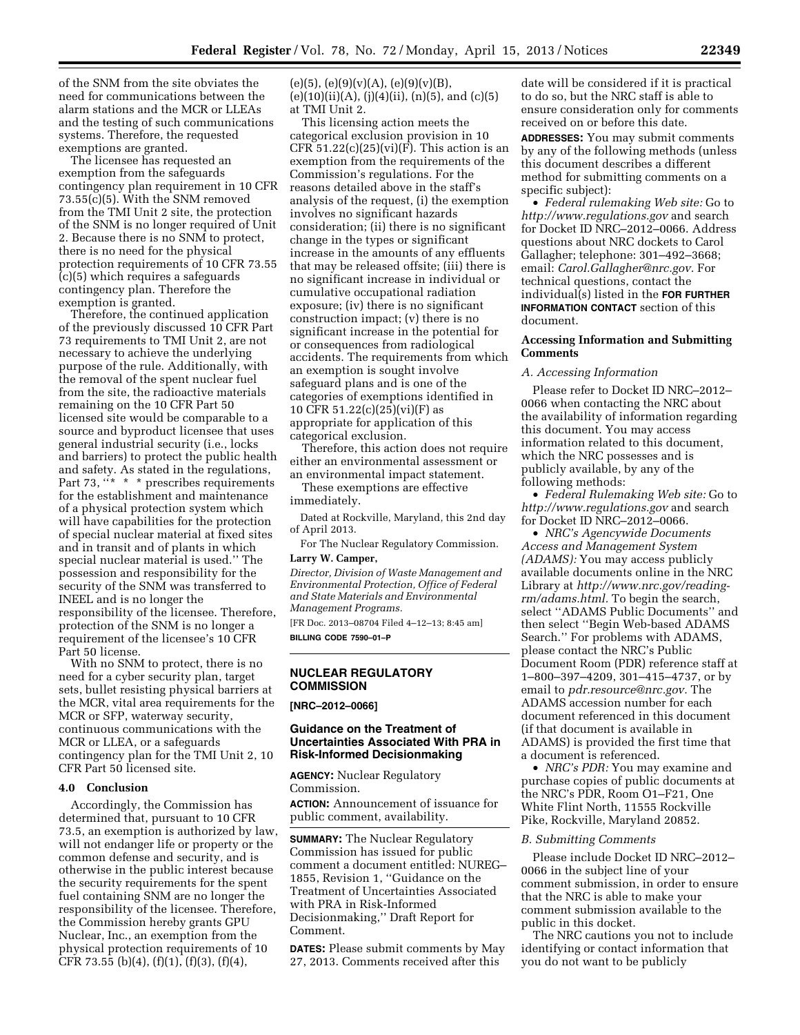of the SNM from the site obviates the need for communications between the alarm stations and the MCR or LLEAs and the testing of such communications systems. Therefore, the requested exemptions are granted.

The licensee has requested an exemption from the safeguards contingency plan requirement in 10 CFR 73.55(c)(5). With the SNM removed from the TMI Unit 2 site, the protection of the SNM is no longer required of Unit 2. Because there is no SNM to protect, there is no need for the physical protection requirements of 10 CFR 73.55 (c)(5) which requires a safeguards contingency plan. Therefore the exemption is granted.

Therefore, the continued application of the previously discussed 10 CFR Part 73 requirements to TMI Unit 2, are not necessary to achieve the underlying purpose of the rule. Additionally, with the removal of the spent nuclear fuel from the site, the radioactive materials remaining on the 10 CFR Part 50 licensed site would be comparable to a source and byproduct licensee that uses general industrial security (i.e., locks and barriers) to protect the public health and safety. As stated in the regulations, Part 73, ''* * * prescribes requirements for the establishment and maintenance of a physical protection system which will have capabilities for the protection of special nuclear material at fixed sites and in transit and of plants in which special nuclear material is used.'' The possession and responsibility for the security of the SNM was transferred to INEEL and is no longer the responsibility of the licensee. Therefore, protection of the SNM is no longer a requirement of the licensee's 10 CFR Part 50 license.

With no SNM to protect, there is no need for a cyber security plan, target sets, bullet resisting physical barriers at the MCR, vital area requirements for the MCR or SFP, waterway security, continuous communications with the MCR or LLEA, or a safeguards contingency plan for the TMI Unit 2, 10 CFR Part 50 licensed site.

### 4.0 Conclusion

Accordingly, the Commission has determined that, pursuant to 10 CFR 73.5, an exemption is authorized by law, will not endanger life or property or the common defense and security, and is otherwise in the public interest because the security requirements for the spent fuel containing SNM are no longer the responsibility of the licensee. Therefore, the Commission hereby grants GPU Nuclear, Inc., an exemption from the physical protection requirements of 10 CFR 73.55 (b)(4), (f)(1), (f)(3), (f)(4), (e)(5), (e)(9)(v)(A), (e)(9)(v)(B), (e)(10)(ii)(A), (j)(4)(ii), (n)(5), and (c)(5) at TMI Unit 2.

This licensing action meets the categorical exclusion provision in 10 CFR 51.22(c)(25)(vi)(F). This action is an exemption from the requirements of the Commission's regulations. For the reasons detailed above in the staff's analysis of the request, (i) the exemption involves no significant hazards consideration; (ii) there is no significant change in the types or significant increase in the amounts of any effluents that may be released offsite; (iii) there is no significant increase in individual or cumulative occupational radiation exposure; (iv) there is no significant construction impact; (v) there is no significant increase in the potential for or consequences from radiological accidents. The requirements from which an exemption is sought involve safeguard plans and is one of the categories of exemptions identified in 10 CFR 51.22(c)(25)(vi)(F) as appropriate for application of this categorical exclusion.

Therefore, this action does not require either an environmental assessment or an environmental impact statement.

These exemptions are effective immediately.

Dated at Rockville, Maryland, this 2nd day of April 2013.

For The Nuclear Regulatory Commission.

**Larry W. Camper,**

*Director, Division of Waste Management and Environmental Protection, Office of Federal and State Materials and Environmental Management Programs.*

[FR Doc. 2013–08704 Filed 4–12–13; 8:45 am]

**BILLING CODE 7590–01–P**

---

## NUCLEAR REGULATORY COMMISSION

**[NRC–2012–0066]**

## Guidance on the Treatment of Uncertainties Associated With PRA in Risk-Informed Decisionmaking

**AGENCY:** Nuclear Regulatory Commission.

**ACTION:** Announcement of issuance for public comment, availability.

**SUMMARY:** The Nuclear Regulatory Commission has issued for public comment a document entitled: NUREG–1855, Revision 1, ''Guidance on the Treatment of Uncertainties Associated with PRA in Risk-Informed Decisionmaking,'' Draft Report for Comment.

**DATES:** Please submit comments by May 27, 2013. Comments received after this date will be considered if it is practical to do so, but the NRC staff is able to ensure consideration only for comments received on or before this date.

**ADDRESSES:** You may submit comments by any of the following methods (unless this document describes a different method for submitting comments on a specific subject):

- *Federal rulemaking Web site:* Go to *http://www.regulations.gov* and search for Docket ID NRC–2012–0066. Address questions about NRC dockets to Carol Gallagher; telephone: 301–492–3668; email: *Carol.Gallagher@nrc.gov*. For technical questions, contact the individual(s) listed in the **FOR FURTHER INFORMATION CONTACT** section of this document.

### Accessing Information and Submitting Comments

#### *A. Accessing Information*

Please refer to Docket ID NRC–2012–0066 when contacting the NRC about the availability of information regarding this document. You may access information related to this document, which the NRC possesses and is publicly available, by any of the following methods:

- *Federal Rulemaking Web site:* Go to *http://www.regulations.gov* and search for Docket ID NRC–2012–0066.
- *NRC's Agencywide Documents Access and Management System (ADAMS):* You may access publicly available documents online in the NRC Library at *http://www.nrc.gov/reading-rm/adams.html*. To begin the search, select ''ADAMS Public Documents'' and then select ''Begin Web-based ADAMS Search.'' For problems with ADAMS, please contact the NRC's Public Document Room (PDR) reference staff at 1–800–397–4209, 301–415–4737, or by email to *pdr.resource@nrc.gov*. The ADAMS accession number for each document referenced in this document (if that document is available in ADAMS) is provided the first time that a document is referenced.
- *NRC's PDR:* You may examine and purchase copies of public documents at the NRC's PDR, Room O1–F21, One White Flint North, 11555 Rockville Pike, Rockville, Maryland 20852.

#### *B. Submitting Comments*

Please include Docket ID NRC–2012–0066 in the subject line of your comment submission, in order to ensure that the NRC is able to make your comment submission available to the public in this docket.

The NRC cautions you not to include identifying or contact information that you do not want to be publicly